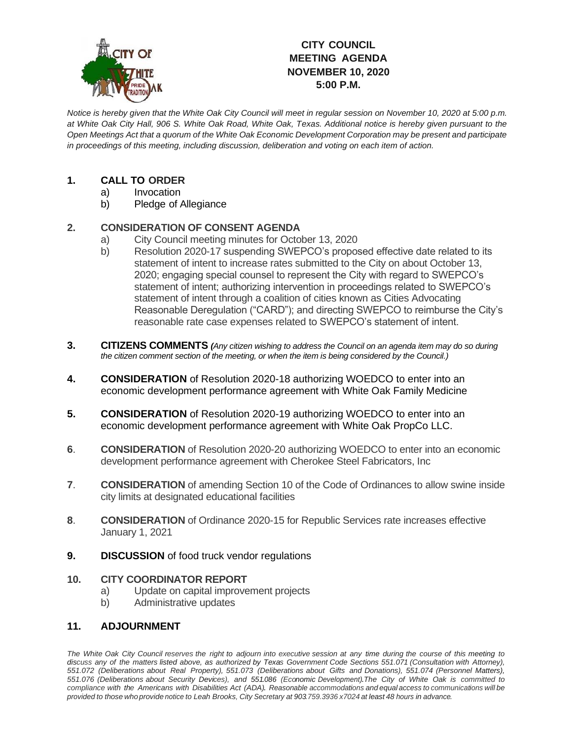# CITY COUNCIL MEETING AGENDA NOVEMBER 10, 2020 5:00 P.M.

*Notice is hereby given that the White Oak City Council will meet in regular session on November 10, 2020 at 5:00 p.m. at White Oak City Hall, 906 S. White Oak Road, White Oak, Texas. Additional notice is hereby given pursuant to the Open Meetings Act that a quorum of the White Oak Economic Development Corporation may be present and participate in proceedings of this meeting, including discussion, deliberation and voting on each item of action.*

**1. CALL TO ORDER**

a) Invocation

b) Pledge of Allegiance

**2. CONSIDERATION OF CONSENT AGENDA**

a) City Council meeting minutes for October 13, 2020

b) Resolution 2020-17 suspending SWEPCO's proposed effective date related to its statement of intent to increase rates submitted to the City on about October 13, 2020; engaging special counsel to represent the City with regard to SWEPCO's statement of intent; authorizing intervention in proceedings related to SWEPCO's statement of intent through a coalition of cities known as Cities Advocating Reasonable Deregulation ("CARD"); and directing SWEPCO to reimburse the City's reasonable rate case expenses related to SWEPCO's statement of intent.

**3. CITIZENS COMMENTS** *(Any citizen wishing to address the Council on an agenda item may do so during the citizen comment section of the meeting, or when the item is being considered by the Council.)*

**4. CONSIDERATION** of Resolution 2020-18 authorizing WOEDCO to enter into an economic development performance agreement with White Oak Family Medicine

**5. CONSIDERATION** of Resolution 2020-19 authorizing WOEDCO to enter into an economic development performance agreement with White Oak PropCo LLC.

**6. CONSIDERATION** of Resolution 2020-20 authorizing WOEDCO to enter into an economic development performance agreement with Cherokee Steel Fabricators, Inc

**7. CONSIDERATION** of amending Section 10 of the Code of Ordinances to allow swine inside city limits at designated educational facilities

**8. CONSIDERATION** of Ordinance 2020-15 for Republic Services rate increases effective January 1, 2021

**9. DISCUSSION** of food truck vendor regulations

**10. CITY COORDINATOR REPORT**

a) Update on capital improvement projects

b) Administrative updates

**11. ADJOURNMENT**

*The White Oak City Council reserves the right to adjourn into executive session at any time during the course of this meeting to discuss any of the matters listed above, as authorized by Texas Government Code Sections 551.071 (Consultation with Attorney), 551.072 (Deliberations about Real Property), 551.073 (Deliberations about Gifts and Donations), 551.074 (Personnel Matters), 551.076 (Deliberations about Security Devices), and 551.086 (Economic Development). The City of White Oak is committed to compliance with the Americans with Disabilities Act (ADA). Reasonable accommodations and equal access to communications will be provided to those who provide notice to Leah Brooks, City Secretary at 903.759.3936 x7024 at least 48 hours in advance.*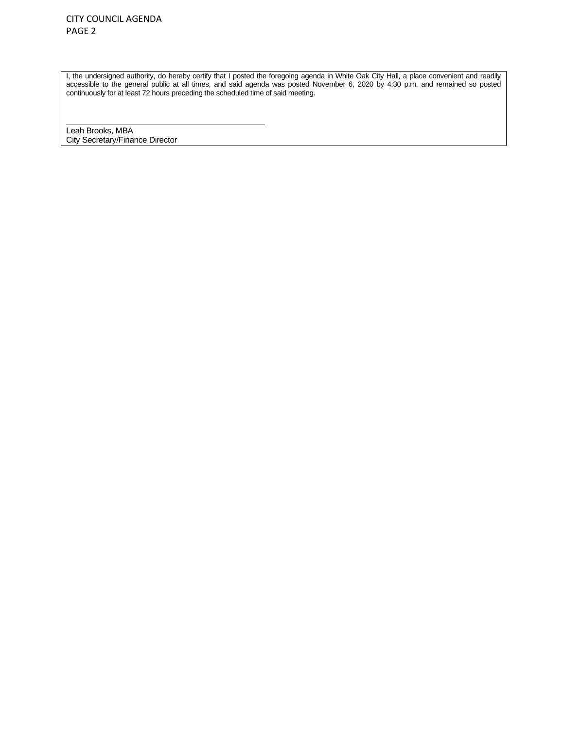I, the undersigned authority, do hereby certify that I posted the foregoing agenda in White Oak City Hall, a place convenient and readily accessible to the general public at all times, and said agenda was posted November 6, 2020 by 4:30 p.m. and remained so posted continuously for at least 72 hours preceding the scheduled time of said meeting.

\_\_\_\_\_\_\_\_\_\_\_\_\_\_\_\_\_\_\_\_\_\_\_\_\_\_\_\_\_\_\_\_\_\_\_\_\_\_\_\_

Leah Brooks, MBA
City Secretary/Finance Director